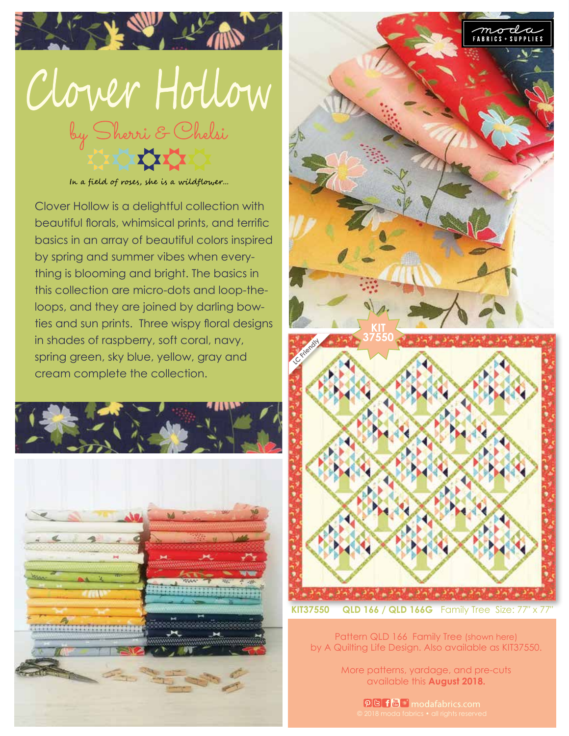# Clover Hollow

## by Sherri & Chelsi

*In a field of roses, she is a wildflower...*

Clover Hollow is a delightful collection with beautiful florals, whimsical prints, and terrific basics in an array of beautiful colors inspired by spring and summer vibes when everything is blooming and bright. The basics in this collection are micro-dots and loop-the-loops, and they are joined by darling bow-ties and sun prints. Three wispy floral designs in shades of raspberry, soft coral, navy, spring green, sky blue, yellow, gray and cream complete the collection.

moda FABRICS + SUPPLIES

KIT 37550

LC Friendly

**KIT37550** **QLD 166 / QLD 166G** Family Tree Size: 77" x 77"

Pattern QLD 166 Family Tree (shown here) by A Quilting Life Design. Also available as KIT37550.

More patterns, yardage, and pre-cuts available this **August 2018.**

modafabrics.com

© 2018 moda fabrics • all rights reserved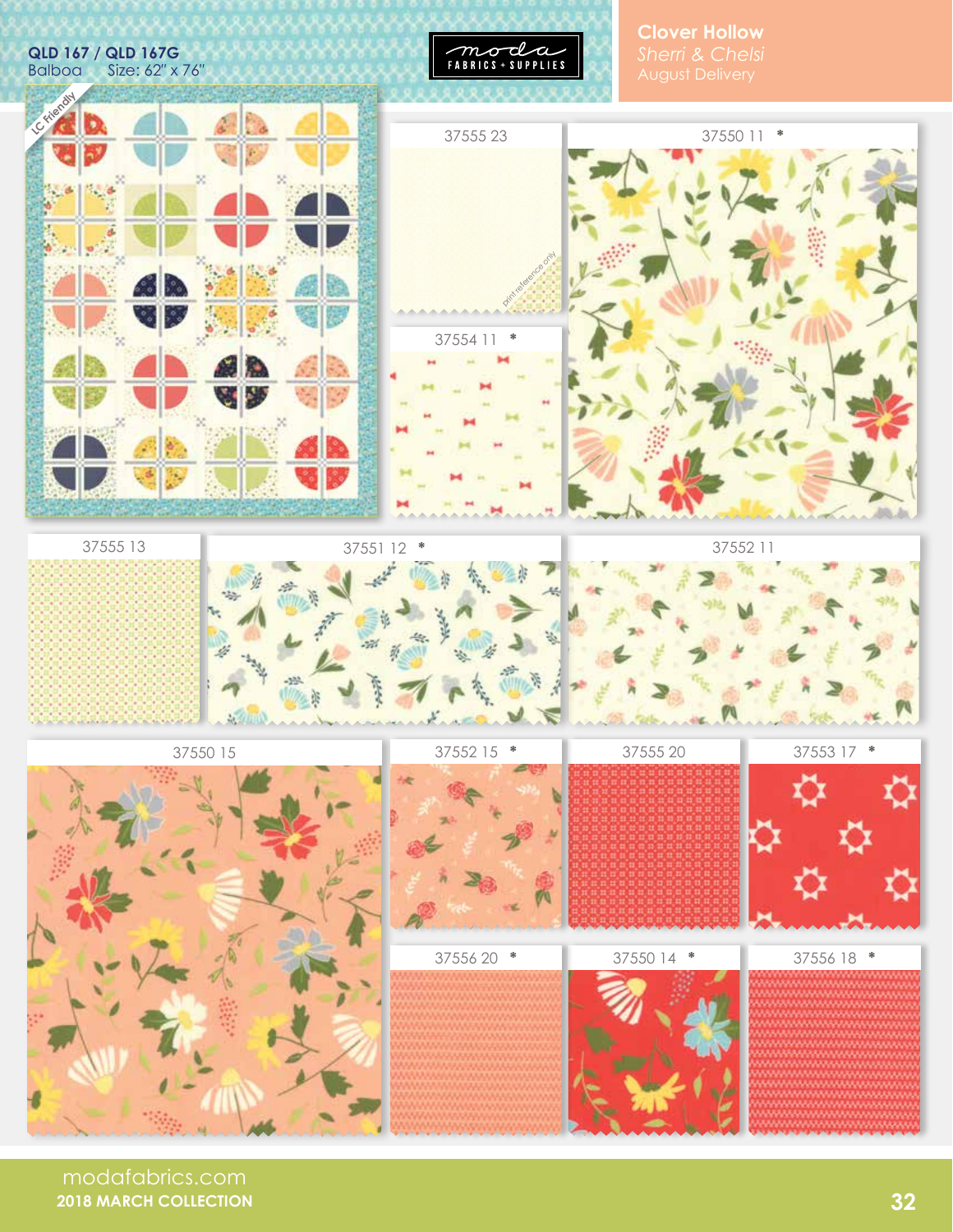## Clover Hollow

*Sherri & Chelsi*

August Delivery

**QLD 167 / QLD 167G**
Balboa    Size: 62" x 76"

LC Friendly

moda FABRICS + SUPPLIES

37555 23

print reference only

37550 11 *

37554 11 *

37555 13

37551 12 *

37552 11

37550 15

37552 15 *

37555 20

37553 17 *

37556 20 *

37550 14 *

37556 18 *

modafabrics.com
**2018 MARCH COLLECTION**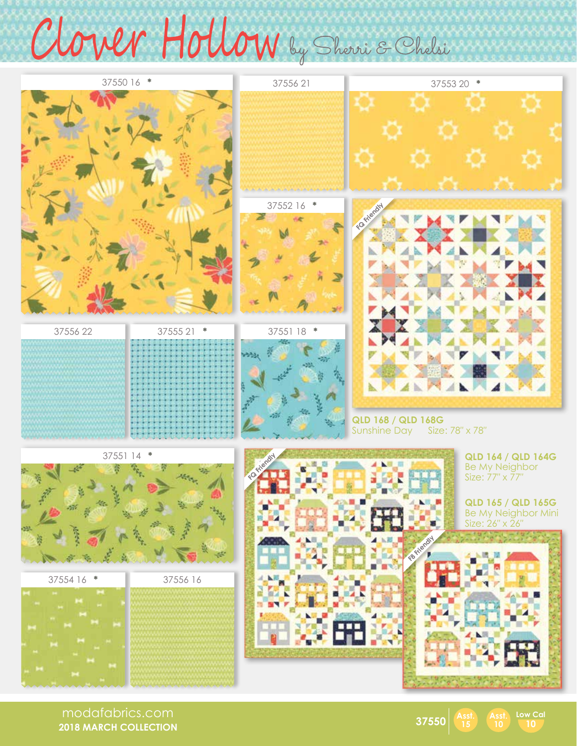# Clover Hollow by Sherri & Chelsi

37550 16 *

37556 21

37553 20 *

37552 16 *

FQ Friendly

37556 22

37555 21 *

37551 18 *

**QLD 168 / QLD 168G**
Sunshine Day Size: 78" x 78"

37551 14 *

FQ Friendly

**QLD 164 / QLD 164G**
Be My Neighbor
Size: 77" x 77"

**QLD 165 / QLD 165G**
Be My Neighbor Mini
Size: 26" x 26"

F8 Friendly

37554 16 *

37556 16

modafabrics.com
**2018 MARCH COLLECTION**

37550 Asst. 15 Asst. 10 Low Cal 10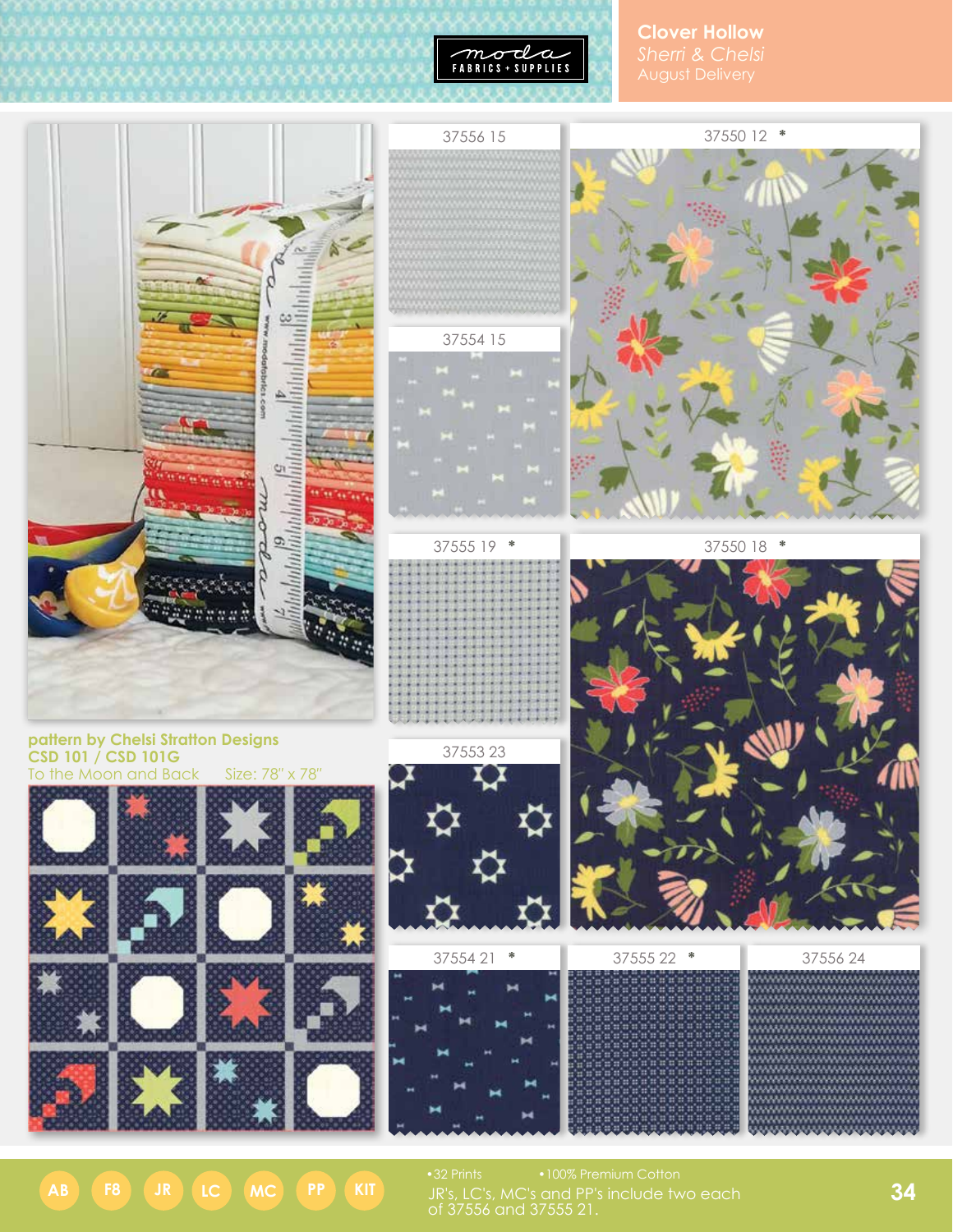# Clover Hollow

*Sherri & Chelsi*

August Delivery

**pattern by Chelsi Stratton Designs**

**CSD 101 / CSD 101G**

To the Moon and Back Size: 78" x 78"

37556 15

37554 15

37555 19 *

37553 23

37554 21 *

37550 12 *

37550 18 *

37555 22 *

37556 24

AB F8 JR LC MC PP KIT

- 32 Prints
- 100% Premium Cotton

JR's, LC's, MC's and PP's include two each of 37556 and 37555 21.